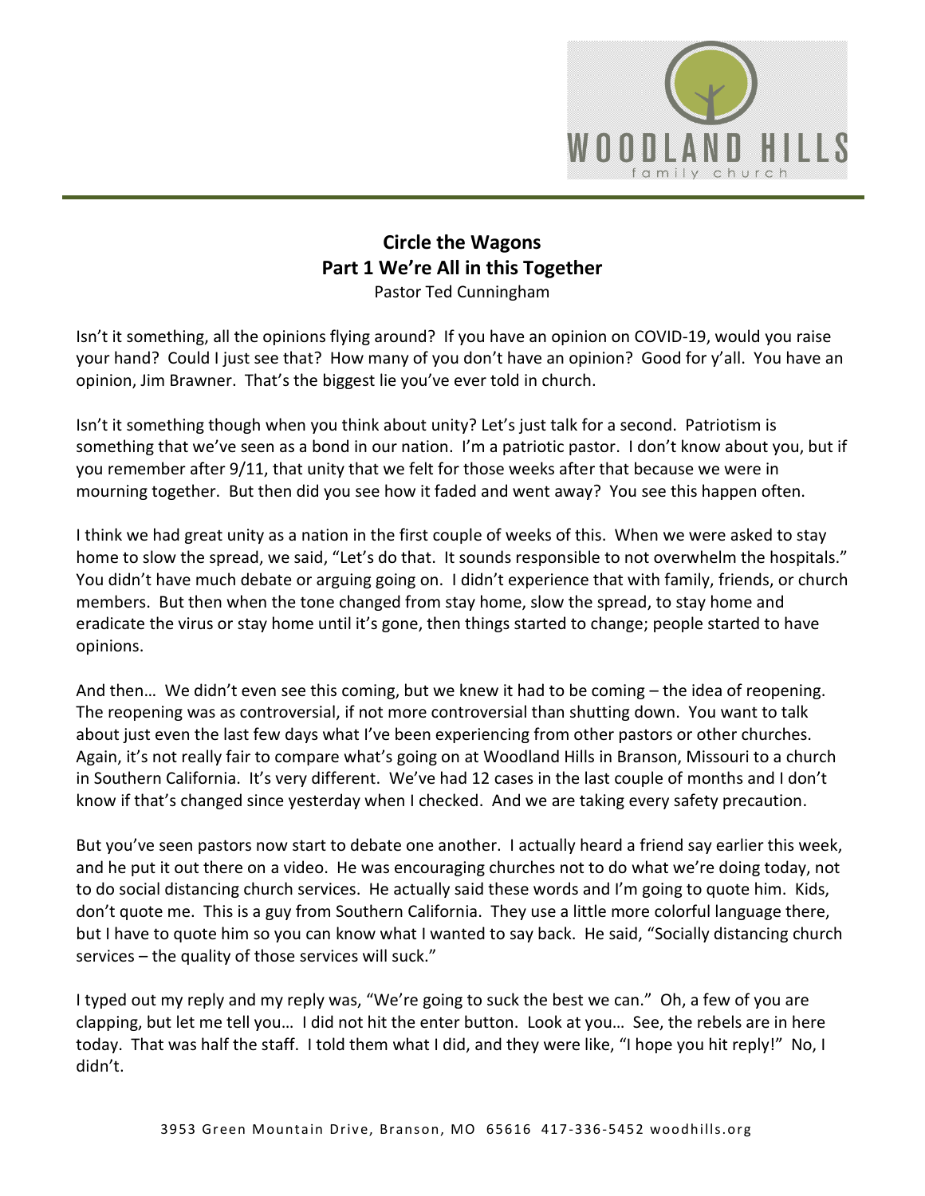# Circle the Wagons
## Part 1 We're All in this Together

Pastor Ted Cunningham

Isn't it something, all the opinions flying around? If you have an opinion on COVID-19, would you raise your hand? Could I just see that? How many of you don't have an opinion? Good for y'all. You have an opinion, Jim Brawner. That's the biggest lie you've ever told in church.

Isn't it something though when you think about unity? Let's just talk for a second. Patriotism is something that we've seen as a bond in our nation. I'm a patriotic pastor. I don't know about you, but if you remember after 9/11, that unity that we felt for those weeks after that because we were in mourning together. But then did you see how it faded and went away? You see this happen often.

I think we had great unity as a nation in the first couple of weeks of this. When we were asked to stay home to slow the spread, we said, "Let's do that. It sounds responsible to not overwhelm the hospitals." You didn't have much debate or arguing going on. I didn't experience that with family, friends, or church members. But then when the tone changed from stay home, slow the spread, to stay home and eradicate the virus or stay home until it's gone, then things started to change; people started to have opinions.

And then… We didn't even see this coming, but we knew it had to be coming – the idea of reopening. The reopening was as controversial, if not more controversial than shutting down. You want to talk about just even the last few days what I've been experiencing from other pastors or other churches. Again, it's not really fair to compare what's going on at Woodland Hills in Branson, Missouri to a church in Southern California. It's very different. We've had 12 cases in the last couple of months and I don't know if that's changed since yesterday when I checked. And we are taking every safety precaution.

But you've seen pastors now start to debate one another. I actually heard a friend say earlier this week, and he put it out there on a video. He was encouraging churches not to do what we're doing today, not to do social distancing church services. He actually said these words and I'm going to quote him. Kids, don't quote me. This is a guy from Southern California. They use a little more colorful language there, but I have to quote him so you can know what I wanted to say back. He said, "Socially distancing church services – the quality of those services will suck."

I typed out my reply and my reply was, "We're going to suck the best we can." Oh, a few of you are clapping, but let me tell you… I did not hit the enter button. Look at you… See, the rebels are in here today. That was half the staff. I told them what I did, and they were like, "I hope you hit reply!" No, I didn't.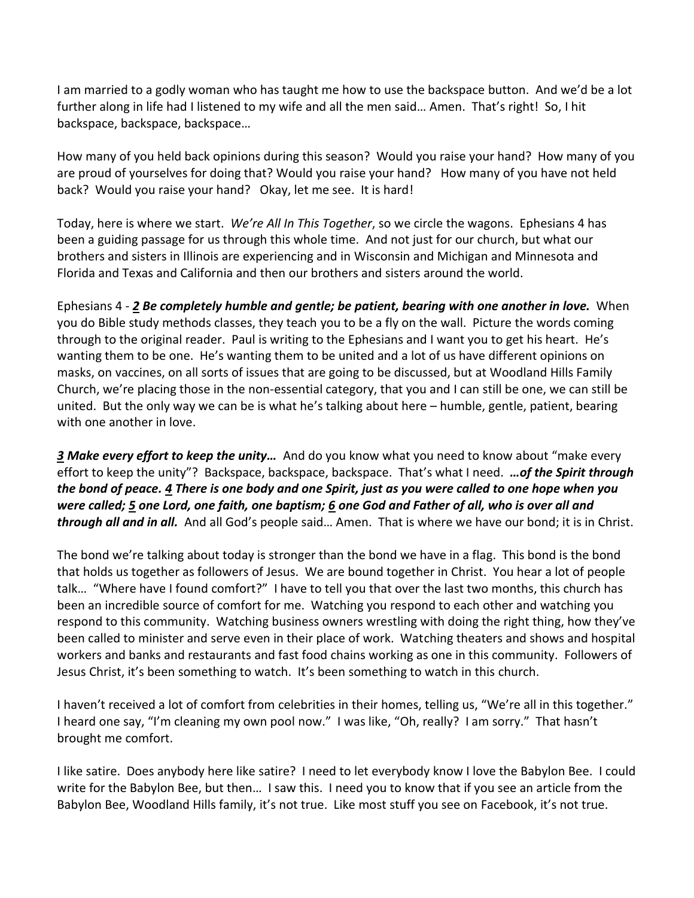I am married to a godly woman who has taught me how to use the backspace button. And we'd be a lot further along in life had I listened to my wife and all the men said… Amen. That's right! So, I hit backspace, backspace, backspace…

How many of you held back opinions during this season? Would you raise your hand? How many of you are proud of yourselves for doing that? Would you raise your hand? How many of you have not held back? Would you raise your hand? Okay, let me see. It is hard!

Today, here is where we start. *We're All In This Together*, so we circle the wagons. Ephesians 4 has been a guiding passage for us through this whole time. And not just for our church, but what our brothers and sisters in Illinois are experiencing and in Wisconsin and Michigan and Minnesota and Florida and Texas and California and then our brothers and sisters around the world.

Ephesians 4 - ***2 Be completely humble and gentle; be patient, bearing with one another in love.*** When you do Bible study methods classes, they teach you to be a fly on the wall. Picture the words coming through to the original reader. Paul is writing to the Ephesians and I want you to get his heart. He's wanting them to be one. He's wanting them to be united and a lot of us have different opinions on masks, on vaccines, on all sorts of issues that are going to be discussed, but at Woodland Hills Family Church, we're placing those in the non-essential category, that you and I can still be one, we can still be united. But the only way we can be is what he's talking about here – humble, gentle, patient, bearing with one another in love.

***3 Make every effort to keep the unity…*** And do you know what you need to know about "make every effort to keep the unity"? Backspace, backspace, backspace. That's what I need. ***…of the Spirit through the bond of peace. 4 There is one body and one Spirit, just as you were called to one hope when you were called; 5 one Lord, one faith, one baptism; 6 one God and Father of all, who is over all and through all and in all.*** And all God's people said… Amen. That is where we have our bond; it is in Christ.

The bond we're talking about today is stronger than the bond we have in a flag. This bond is the bond that holds us together as followers of Jesus. We are bound together in Christ. You hear a lot of people talk… "Where have I found comfort?" I have to tell you that over the last two months, this church has been an incredible source of comfort for me. Watching you respond to each other and watching you respond to this community. Watching business owners wrestling with doing the right thing, how they've been called to minister and serve even in their place of work. Watching theaters and shows and hospital workers and banks and restaurants and fast food chains working as one in this community. Followers of Jesus Christ, it's been something to watch. It's been something to watch in this church.

I haven't received a lot of comfort from celebrities in their homes, telling us, "We're all in this together." I heard one say, "I'm cleaning my own pool now." I was like, "Oh, really? I am sorry." That hasn't brought me comfort.

I like satire. Does anybody here like satire? I need to let everybody know I love the Babylon Bee. I could write for the Babylon Bee, but then… I saw this. I need you to know that if you see an article from the Babylon Bee, Woodland Hills family, it's not true. Like most stuff you see on Facebook, it's not true.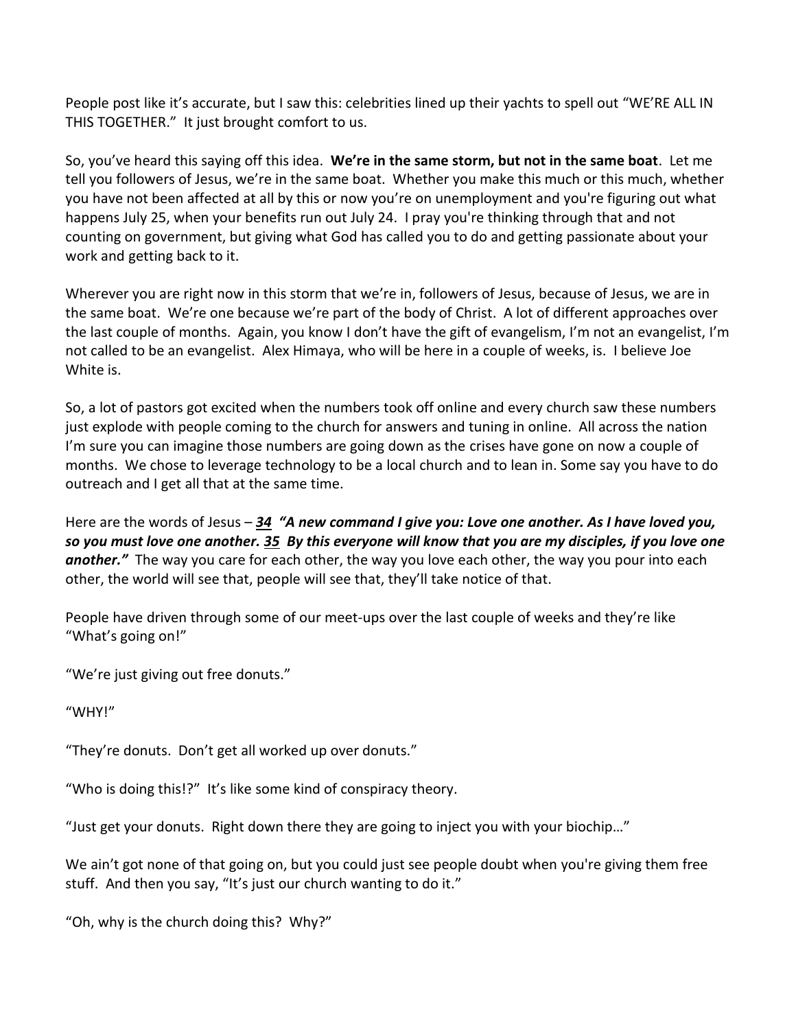People post like it's accurate, but I saw this: celebrities lined up their yachts to spell out "WE'RE ALL IN THIS TOGETHER." It just brought comfort to us.

So, you've heard this saying off this idea. **We're in the same storm, but not in the same boat**. Let me tell you followers of Jesus, we're in the same boat. Whether you make this much or this much, whether you have not been affected at all by this or now you're on unemployment and you're figuring out what happens July 25, when your benefits run out July 24. I pray you're thinking through that and not counting on government, but giving what God has called you to do and getting passionate about your work and getting back to it.

Wherever you are right now in this storm that we're in, followers of Jesus, because of Jesus, we are in the same boat. We're one because we're part of the body of Christ. A lot of different approaches over the last couple of months. Again, you know I don't have the gift of evangelism, I'm not an evangelist, I'm not called to be an evangelist. Alex Himaya, who will be here in a couple of weeks, is. I believe Joe White is.

So, a lot of pastors got excited when the numbers took off online and every church saw these numbers just explode with people coming to the church for answers and tuning in online. All across the nation I'm sure you can imagine those numbers are going down as the crises have gone on now a couple of months. We chose to leverage technology to be a local church and to lean in. Some say you have to do outreach and I get all that at the same time.

Here are the words of Jesus – ***34 "A new command I give you: Love one another. As I have loved you, so you must love one another. 35 By this everyone will know that you are my disciples, if you love one another."*** The way you care for each other, the way you love each other, the way you pour into each other, the world will see that, people will see that, they'll take notice of that.

People have driven through some of our meet-ups over the last couple of weeks and they're like "What's going on!"

"We're just giving out free donuts."

"WHY!"

"They're donuts. Don't get all worked up over donuts."

"Who is doing this!?" It's like some kind of conspiracy theory.

"Just get your donuts. Right down there they are going to inject you with your biochip…"

We ain't got none of that going on, but you could just see people doubt when you're giving them free stuff. And then you say, "It's just our church wanting to do it."

"Oh, why is the church doing this? Why?"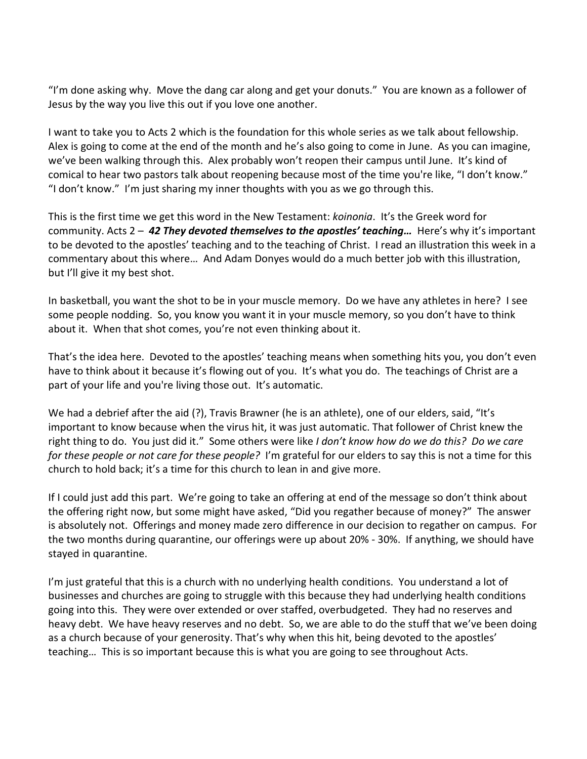"I'm done asking why. Move the dang car along and get your donuts." You are known as a follower of Jesus by the way you live this out if you love one another.

I want to take you to Acts 2 which is the foundation for this whole series as we talk about fellowship. Alex is going to come at the end of the month and he's also going to come in June. As you can imagine, we've been walking through this. Alex probably won't reopen their campus until June. It's kind of comical to hear two pastors talk about reopening because most of the time you're like, "I don't know." "I don't know." I'm just sharing my inner thoughts with you as we go through this.

This is the first time we get this word in the New Testament: *koinonia*. It's the Greek word for community. Acts 2 – ***42 They devoted themselves to the apostles' teaching…*** Here's why it's important to be devoted to the apostles' teaching and to the teaching of Christ. I read an illustration this week in a commentary about this where… And Adam Donyes would do a much better job with this illustration, but I'll give it my best shot.

In basketball, you want the shot to be in your muscle memory. Do we have any athletes in here? I see some people nodding. So, you know you want it in your muscle memory, so you don't have to think about it. When that shot comes, you're not even thinking about it.

That's the idea here. Devoted to the apostles' teaching means when something hits you, you don't even have to think about it because it's flowing out of you. It's what you do. The teachings of Christ are a part of your life and you're living those out. It's automatic.

We had a debrief after the aid (?), Travis Brawner (he is an athlete), one of our elders, said, "It's important to know because when the virus hit, it was just automatic. That follower of Christ knew the right thing to do. You just did it." Some others were like *I don't know how do we do this? Do we care for these people or not care for these people?* I'm grateful for our elders to say this is not a time for this church to hold back; it's a time for this church to lean in and give more.

If I could just add this part. We're going to take an offering at end of the message so don't think about the offering right now, but some might have asked, "Did you regather because of money?" The answer is absolutely not. Offerings and money made zero difference in our decision to regather on campus. For the two months during quarantine, our offerings were up about 20% - 30%. If anything, we should have stayed in quarantine.

I'm just grateful that this is a church with no underlying health conditions. You understand a lot of businesses and churches are going to struggle with this because they had underlying health conditions going into this. They were over extended or over staffed, overbudgeted. They had no reserves and heavy debt. We have heavy reserves and no debt. So, we are able to do the stuff that we've been doing as a church because of your generosity. That's why when this hit, being devoted to the apostles' teaching… This is so important because this is what you are going to see throughout Acts.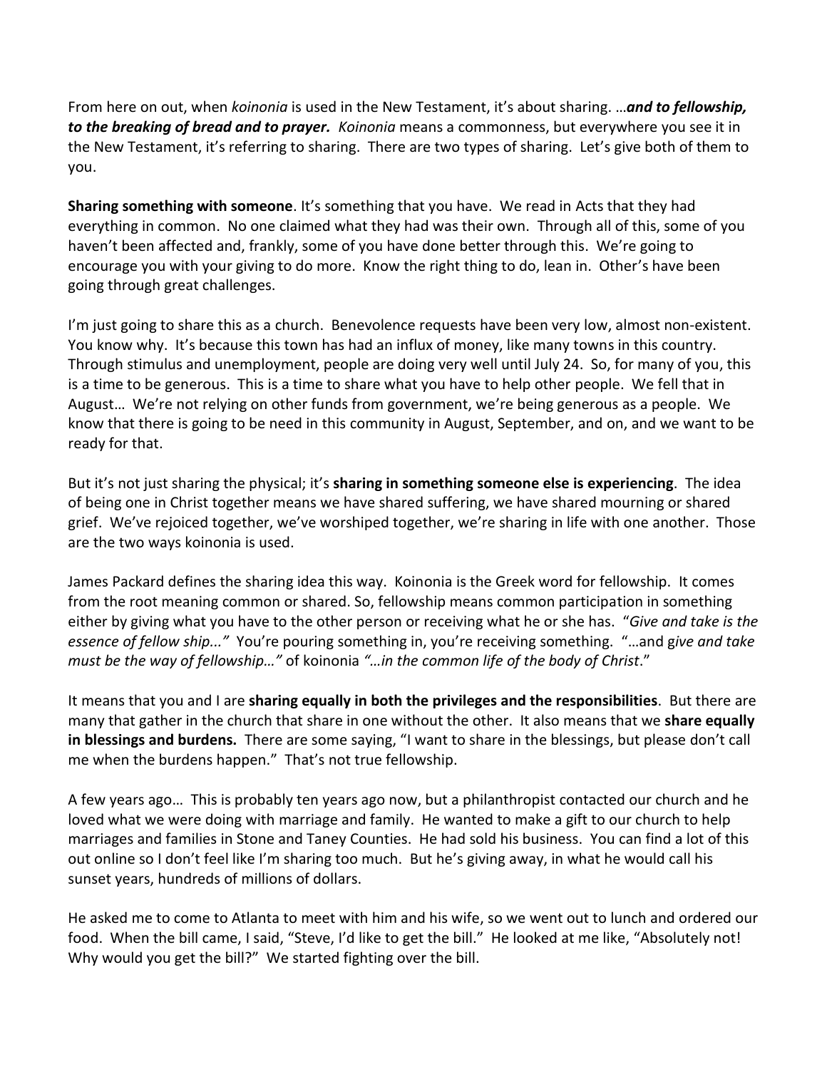From here on out, when *koinonia* is used in the New Testament, it's about sharing. …***and to fellowship, to the breaking of bread and to prayer.*** *Koinonia* means a commonness, but everywhere you see it in the New Testament, it's referring to sharing. There are two types of sharing. Let's give both of them to you.

**Sharing something with someone**. It's something that you have. We read in Acts that they had everything in common. No one claimed what they had was their own. Through all of this, some of you haven't been affected and, frankly, some of you have done better through this. We're going to encourage you with your giving to do more. Know the right thing to do, lean in. Other's have been going through great challenges.

I'm just going to share this as a church. Benevolence requests have been very low, almost non-existent. You know why. It's because this town has had an influx of money, like many towns in this country. Through stimulus and unemployment, people are doing very well until July 24. So, for many of you, this is a time to be generous. This is a time to share what you have to help other people. We fell that in August… We're not relying on other funds from government, we're being generous as a people. We know that there is going to be need in this community in August, September, and on, and we want to be ready for that.

But it's not just sharing the physical; it's **sharing in something someone else is experiencing**. The idea of being one in Christ together means we have shared suffering, we have shared mourning or shared grief. We've rejoiced together, we've worshiped together, we're sharing in life with one another. Those are the two ways koinonia is used.

James Packard defines the sharing idea this way. Koinonia is the Greek word for fellowship. It comes from the root meaning common or shared. So, fellowship means common participation in something either by giving what you have to the other person or receiving what he or she has. "*Give and take is the essence of fellow ship..."* You're pouring something in, you're receiving something. "…and *give and take must be the way of fellowship…"* of koinonia *"…in the common life of the body of Christ*."

It means that you and I are **sharing equally in both the privileges and the responsibilities**. But there are many that gather in the church that share in one without the other. It also means that we **share equally in blessings and burdens.** There are some saying, "I want to share in the blessings, but please don't call me when the burdens happen." That's not true fellowship.

A few years ago… This is probably ten years ago now, but a philanthropist contacted our church and he loved what we were doing with marriage and family. He wanted to make a gift to our church to help marriages and families in Stone and Taney Counties. He had sold his business. You can find a lot of this out online so I don't feel like I'm sharing too much. But he's giving away, in what he would call his sunset years, hundreds of millions of dollars.

He asked me to come to Atlanta to meet with him and his wife, so we went out to lunch and ordered our food. When the bill came, I said, "Steve, I'd like to get the bill." He looked at me like, "Absolutely not! Why would you get the bill?" We started fighting over the bill.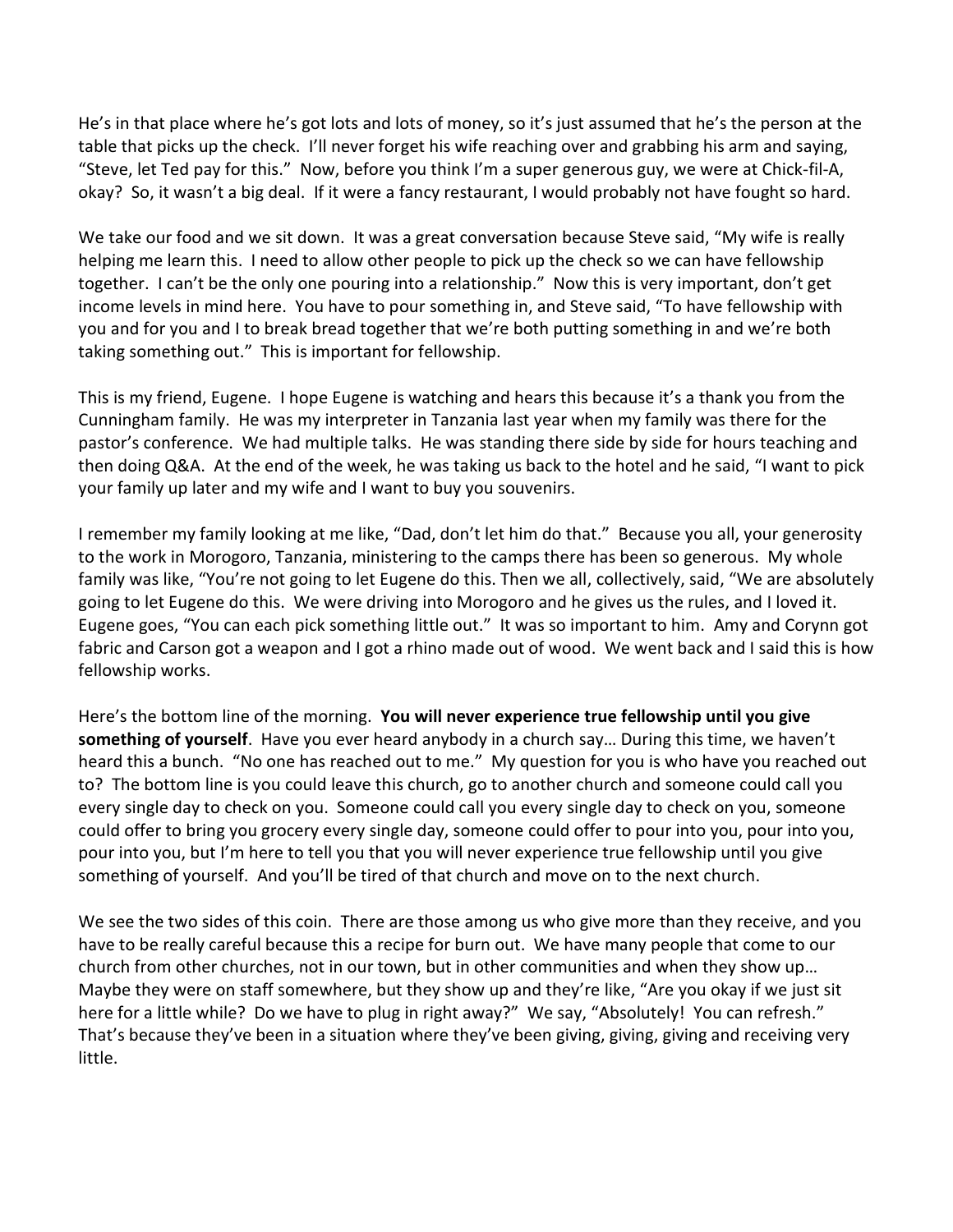He's in that place where he's got lots and lots of money, so it's just assumed that he's the person at the table that picks up the check. I'll never forget his wife reaching over and grabbing his arm and saying, "Steve, let Ted pay for this." Now, before you think I'm a super generous guy, we were at Chick-fil-A, okay? So, it wasn't a big deal. If it were a fancy restaurant, I would probably not have fought so hard.

We take our food and we sit down. It was a great conversation because Steve said, "My wife is really helping me learn this. I need to allow other people to pick up the check so we can have fellowship together. I can't be the only one pouring into a relationship." Now this is very important, don't get income levels in mind here. You have to pour something in, and Steve said, "To have fellowship with you and for you and I to break bread together that we're both putting something in and we're both taking something out." This is important for fellowship.

This is my friend, Eugene. I hope Eugene is watching and hears this because it's a thank you from the Cunningham family. He was my interpreter in Tanzania last year when my family was there for the pastor's conference. We had multiple talks. He was standing there side by side for hours teaching and then doing Q&A. At the end of the week, he was taking us back to the hotel and he said, "I want to pick your family up later and my wife and I want to buy you souvenirs.

I remember my family looking at me like, "Dad, don't let him do that." Because you all, your generosity to the work in Morogoro, Tanzania, ministering to the camps there has been so generous. My whole family was like, "You're not going to let Eugene do this. Then we all, collectively, said, "We are absolutely going to let Eugene do this. We were driving into Morogoro and he gives us the rules, and I loved it. Eugene goes, "You can each pick something little out." It was so important to him. Amy and Corynn got fabric and Carson got a weapon and I got a rhino made out of wood. We went back and I said this is how fellowship works.

Here's the bottom line of the morning. **You will never experience true fellowship until you give something of yourself**. Have you ever heard anybody in a church say… During this time, we haven't heard this a bunch. "No one has reached out to me." My question for you is who have you reached out to? The bottom line is you could leave this church, go to another church and someone could call you every single day to check on you. Someone could call you every single day to check on you, someone could offer to bring you grocery every single day, someone could offer to pour into you, pour into you, pour into you, but I'm here to tell you that you will never experience true fellowship until you give something of yourself. And you'll be tired of that church and move on to the next church.

We see the two sides of this coin. There are those among us who give more than they receive, and you have to be really careful because this a recipe for burn out. We have many people that come to our church from other churches, not in our town, but in other communities and when they show up… Maybe they were on staff somewhere, but they show up and they're like, "Are you okay if we just sit here for a little while? Do we have to plug in right away?" We say, "Absolutely! You can refresh." That's because they've been in a situation where they've been giving, giving, giving and receiving very little.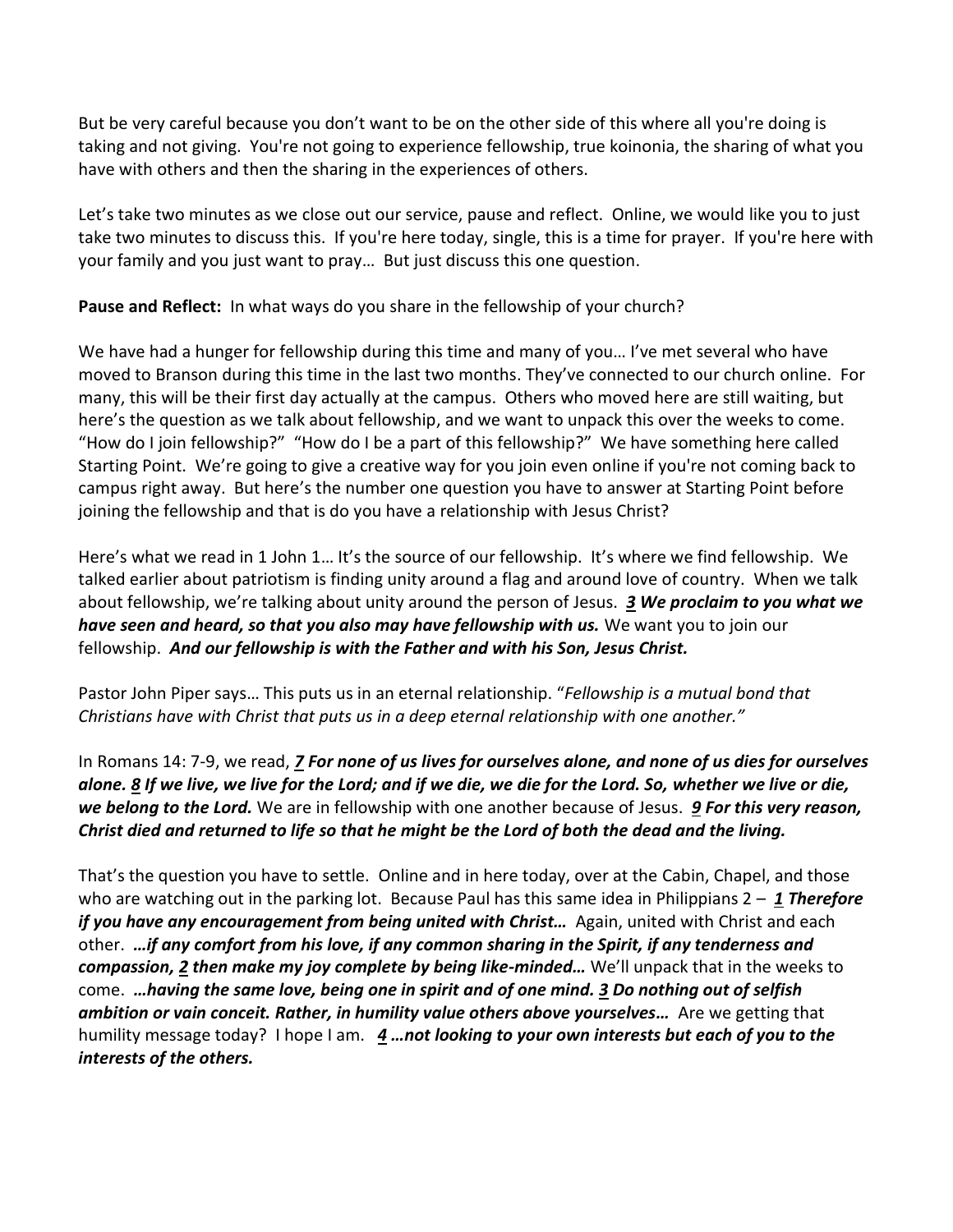But be very careful because you don't want to be on the other side of this where all you're doing is taking and not giving. You're not going to experience fellowship, true koinonia, the sharing of what you have with others and then the sharing in the experiences of others.

Let's take two minutes as we close out our service, pause and reflect. Online, we would like you to just take two minutes to discuss this. If you're here today, single, this is a time for prayer. If you're here with your family and you just want to pray… But just discuss this one question.

**Pause and Reflect:** In what ways do you share in the fellowship of your church?

We have had a hunger for fellowship during this time and many of you… I've met several who have moved to Branson during this time in the last two months. They've connected to our church online. For many, this will be their first day actually at the campus. Others who moved here are still waiting, but here's the question as we talk about fellowship, and we want to unpack this over the weeks to come. "How do I join fellowship?" "How do I be a part of this fellowship?" We have something here called Starting Point. We're going to give a creative way for you join even online if you're not coming back to campus right away. But here's the number one question you have to answer at Starting Point before joining the fellowship and that is do you have a relationship with Jesus Christ?

Here's what we read in 1 John 1… It's the source of our fellowship. It's where we find fellowship. We talked earlier about patriotism is finding unity around a flag and around love of country. When we talk about fellowship, we're talking about unity around the person of Jesus. ***3 We proclaim to you what we have seen and heard, so that you also may have fellowship with us.*** We want you to join our fellowship. ***And our fellowship is with the Father and with his Son, Jesus Christ.***

Pastor John Piper says… This puts us in an eternal relationship. "*Fellowship is a mutual bond that Christians have with Christ that puts us in a deep eternal relationship with one another.*"

In Romans 14: 7-9, we read, ***7 For none of us lives for ourselves alone, and none of us dies for ourselves alone. 8 If we live, we live for the Lord; and if we die, we die for the Lord. So, whether we live or die, we belong to the Lord.*** We are in fellowship with one another because of Jesus. ***9 For this very reason, Christ died and returned to life so that he might be the Lord of both the dead and the living.***

That's the question you have to settle. Online and in here today, over at the Cabin, Chapel, and those who are watching out in the parking lot. Because Paul has this same idea in Philippians 2 – ***1 Therefore if you have any encouragement from being united with Christ…*** Again, united with Christ and each other. ***…if any comfort from his love, if any common sharing in the Spirit, if any tenderness and compassion, 2 then make my joy complete by being like-minded…*** We'll unpack that in the weeks to come. ***…having the same love, being one in spirit and of one mind. 3 Do nothing out of selfish ambition or vain conceit. Rather, in humility value others above yourselves…*** Are we getting that humility message today? I hope I am. ***4 …not looking to your own interests but each of you to the interests of the others.***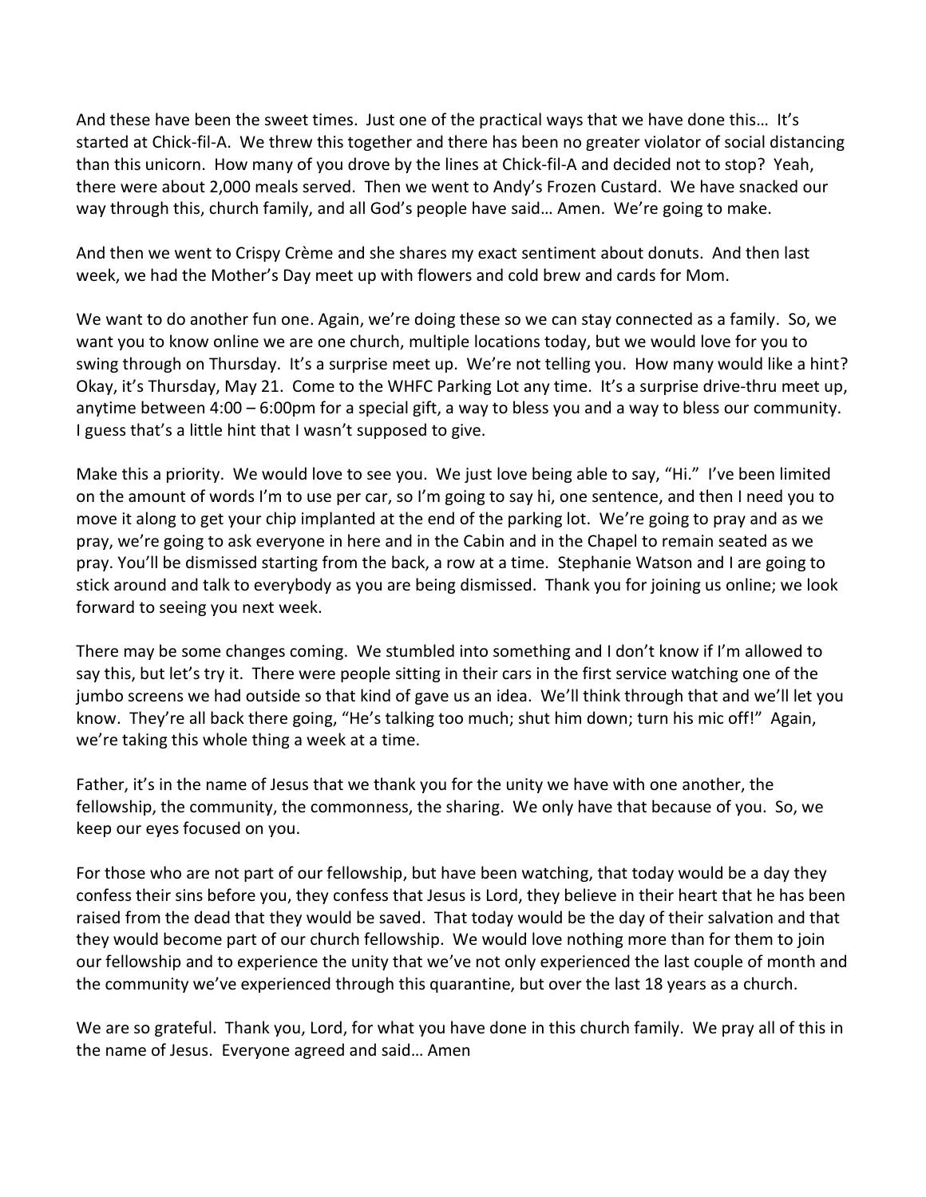And these have been the sweet times. Just one of the practical ways that we have done this… It's started at Chick-fil-A. We threw this together and there has been no greater violator of social distancing than this unicorn. How many of you drove by the lines at Chick-fil-A and decided not to stop? Yeah, there were about 2,000 meals served. Then we went to Andy's Frozen Custard. We have snacked our way through this, church family, and all God's people have said… Amen. We're going to make.

And then we went to Crispy Crème and she shares my exact sentiment about donuts. And then last week, we had the Mother's Day meet up with flowers and cold brew and cards for Mom.

We want to do another fun one. Again, we're doing these so we can stay connected as a family. So, we want you to know online we are one church, multiple locations today, but we would love for you to swing through on Thursday. It's a surprise meet up. We're not telling you. How many would like a hint? Okay, it's Thursday, May 21. Come to the WHFC Parking Lot any time. It's a surprise drive-thru meet up, anytime between 4:00 – 6:00pm for a special gift, a way to bless you and a way to bless our community. I guess that's a little hint that I wasn't supposed to give.

Make this a priority. We would love to see you. We just love being able to say, "Hi." I've been limited on the amount of words I'm to use per car, so I'm going to say hi, one sentence, and then I need you to move it along to get your chip implanted at the end of the parking lot. We're going to pray and as we pray, we're going to ask everyone in here and in the Cabin and in the Chapel to remain seated as we pray. You'll be dismissed starting from the back, a row at a time. Stephanie Watson and I are going to stick around and talk to everybody as you are being dismissed. Thank you for joining us online; we look forward to seeing you next week.

There may be some changes coming. We stumbled into something and I don't know if I'm allowed to say this, but let's try it. There were people sitting in their cars in the first service watching one of the jumbo screens we had outside so that kind of gave us an idea. We'll think through that and we'll let you know. They're all back there going, "He's talking too much; shut him down; turn his mic off!" Again, we're taking this whole thing a week at a time.

Father, it's in the name of Jesus that we thank you for the unity we have with one another, the fellowship, the community, the commonness, the sharing. We only have that because of you. So, we keep our eyes focused on you.

For those who are not part of our fellowship, but have been watching, that today would be a day they confess their sins before you, they confess that Jesus is Lord, they believe in their heart that he has been raised from the dead that they would be saved. That today would be the day of their salvation and that they would become part of our church fellowship. We would love nothing more than for them to join our fellowship and to experience the unity that we've not only experienced the last couple of month and the community we've experienced through this quarantine, but over the last 18 years as a church.

We are so grateful. Thank you, Lord, for what you have done in this church family. We pray all of this in the name of Jesus. Everyone agreed and said… Amen